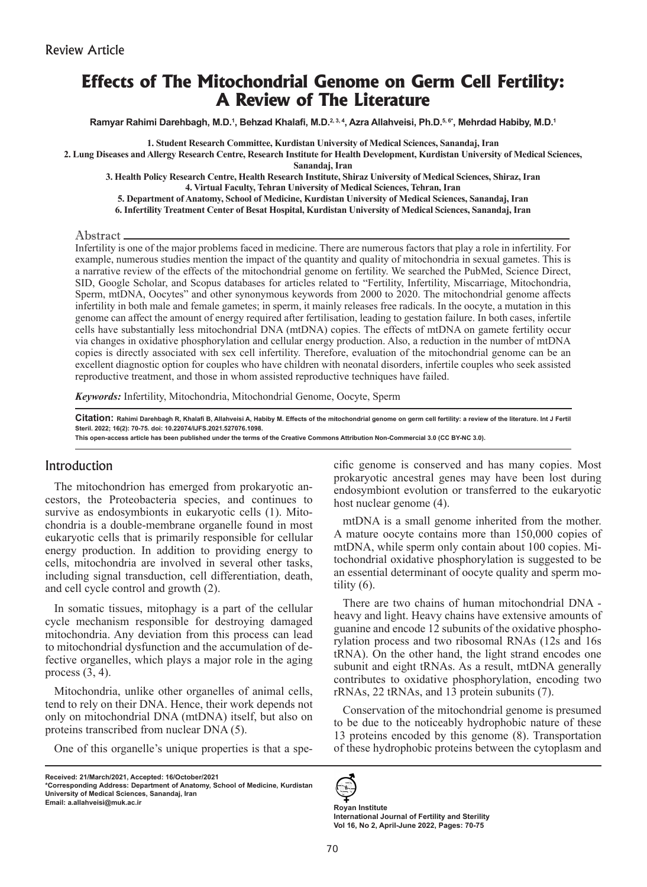Review Article

# Effects of The Mitochondrial Genome on Germ Cell Fertility: A Review of The Literature

**Ramyar Rahimi Darehbagh, M.D.[1], Behzad Khalafi, M.D.[2, 3, 4], Azra Allahveisi, Ph.D.[5, 6*], Mehrdad Habiby, M.D.[1]**

1. Student Research Committee, Kurdistan University of Medical Sciences, Sanandaj, Iran
2. Lung Diseases and Allergy Research Centre, Research Institute for Health Development, Kurdistan University of Medical Sciences, Sanandaj, Iran
3. Health Policy Research Centre, Health Research Institute, Shiraz University of Medical Sciences, Shiraz, Iran
4. Virtual Faculty, Tehran University of Medical Sciences, Tehran, Iran
5. Department of Anatomy, School of Medicine, Kurdistan University of Medical Sciences, Sanandaj, Iran
6. Infertility Treatment Center of Besat Hospital, Kurdistan University of Medical Sciences, Sanandaj, Iran

## Abstract

Infertility is one of the major problems faced in medicine. There are numerous factors that play a role in infertility. For example, numerous studies mention the impact of the quantity and quality of mitochondria in sexual gametes. This is a narrative review of the effects of the mitochondrial genome on fertility. We searched the PubMed, Science Direct, SID, Google Scholar, and Scopus databases for articles related to "Fertility, Infertility, Miscarriage, Mitochondria, Sperm, mtDNA, Oocytes" and other synonymous keywords from 2000 to 2020. The mitochondrial genome affects infertility in both male and female gametes; in sperm, it mainly releases free radicals. In the oocyte, a mutation in this genome can affect the amount of energy required after fertilisation, leading to gestation failure. In both cases, infertile cells have substantially less mitochondrial DNA (mtDNA) copies. The effects of mtDNA on gamete fertility occur via changes in oxidative phosphorylation and cellular energy production. Also, a reduction in the number of mtDNA copies is directly associated with sex cell infertility. Therefore, evaluation of the mitochondrial genome can be an excellent diagnostic option for couples who have children with neonatal disorders, infertile couples who seek assisted reproductive treatment, and those in whom assisted reproductive techniques have failed.

***Keywords:*** Infertility, Mitochondria, Mitochondrial Genome, Oocyte, Sperm

**Citation:** Rahimi Darehbagh R, Khalafi B, Allahveisi A, Habiby M. Effects of the mitochondrial genome on germ cell fertility: a review of the literature. Int J Fertil Steril. 2022; 16(2): 70-75. doi: 10.22074/IJFS.2021.527076.1098.
This open-access article has been published under the terms of the Creative Commons Attribution Non-Commercial 3.0 (CC BY-NC 3.0).

## Introduction

The mitochondrion has emerged from prokaryotic ancestors, the Proteobacteria species, and continues to survive as endosymbionts in eukaryotic cells (1). Mitochondria is a double-membrane organelle found in most eukaryotic cells that is primarily responsible for cellular energy production. In addition to providing energy to cells, mitochondria are involved in several other tasks, including signal transduction, cell differentiation, death, and cell cycle control and growth (2).

In somatic tissues, mitophagy is a part of the cellular cycle mechanism responsible for destroying damaged mitochondria. Any deviation from this process can lead to mitochondrial dysfunction and the accumulation of defective organelles, which plays a major role in the aging process (3, 4).

Mitochondria, unlike other organelles of animal cells, tend to rely on their DNA. Hence, their work depends not only on mitochondrial DNA (mtDNA) itself, but also on proteins transcribed from nuclear DNA (5).

One of this organelle's unique properties is that a specific genome is conserved and has many copies. Most prokaryotic ancestral genes may have been lost during endosymbiont evolution or transferred to the eukaryotic host nuclear genome (4).

mtDNA is a small genome inherited from the mother. A mature oocyte contains more than 150,000 copies of mtDNA, while sperm only contain about 100 copies. Mitochondrial oxidative phosphorylation is suggested to be an essential determinant of oocyte quality and sperm motility (6).

There are two chains of human mitochondrial DNA - heavy and light. Heavy chains have extensive amounts of guanine and encode 12 subunits of the oxidative phosphorylation process and two ribosomal RNAs (12s and 16s tRNA). On the other hand, the light strand encodes one subunit and eight tRNAs. As a result, mtDNA generally contributes to oxidative phosphorylation, encoding two rRNAs, 22 tRNAs, and 13 protein subunits (7).

Conservation of the mitochondrial genome is presumed to be due to the noticeably hydrophobic nature of these 13 proteins encoded by this genome (8). Transportation of these hydrophobic proteins between the cytoplasm and

Received: 21/March/2021, Accepted: 16/October/2021
*Corresponding Address: Department of Anatomy, School of Medicine, Kurdistan University of Medical Sciences, Sanandaj, Iran
Email: a.allahveisi@muk.ac.ir

Royan Institute
International Journal of Fertility and Sterility
Vol 16, No 2, April-June 2022, Pages: 70-75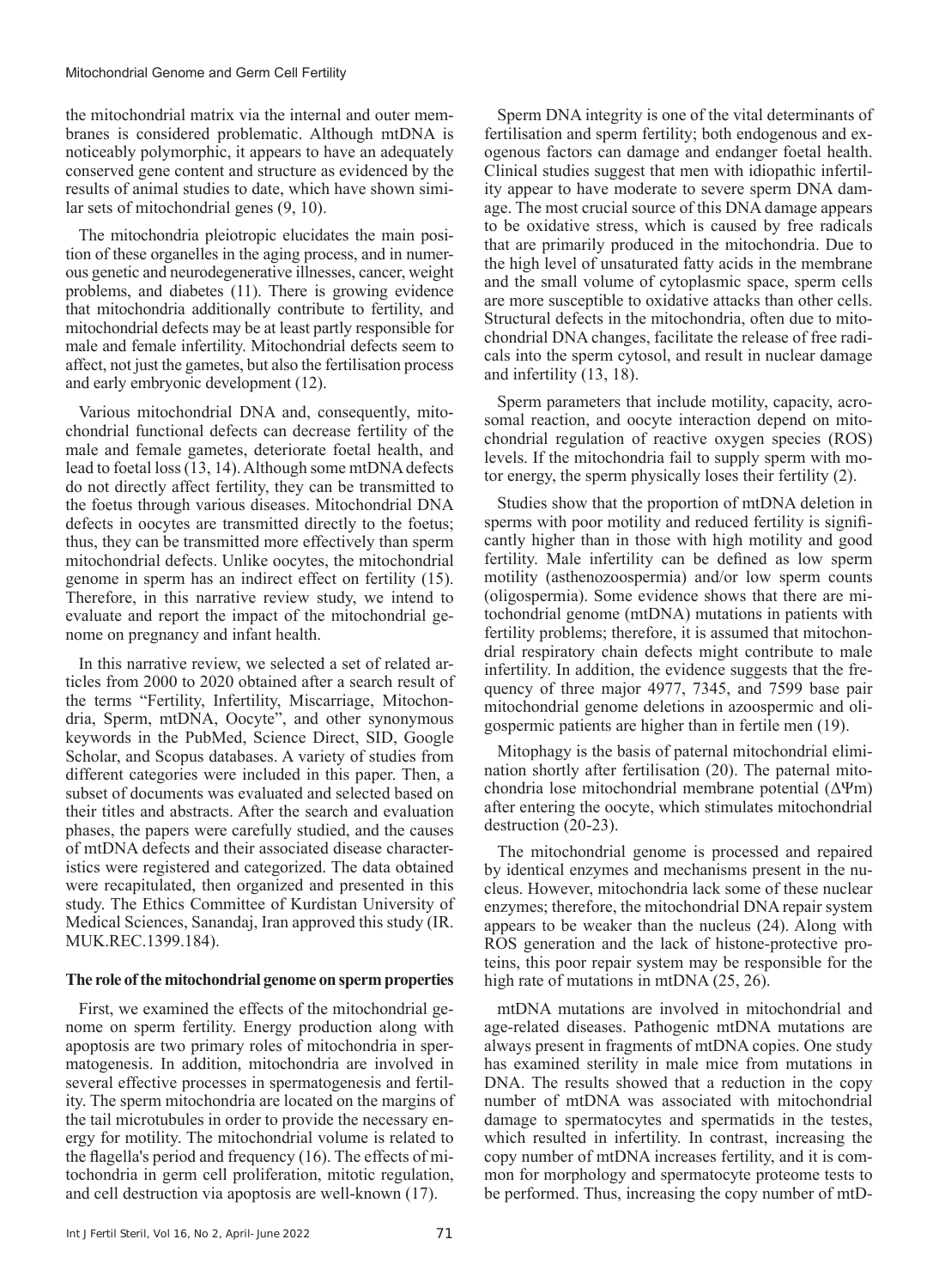the mitochondrial matrix via the internal and outer membranes is considered problematic. Although mtDNA is noticeably polymorphic, it appears to have an adequately conserved gene content and structure as evidenced by the results of animal studies to date, which have shown similar sets of mitochondrial genes (9, 10).

The mitochondria pleiotropic elucidates the main position of these organelles in the aging process, and in numerous genetic and neurodegenerative illnesses, cancer, weight problems, and diabetes (11). There is growing evidence that mitochondria additionally contribute to fertility, and mitochondrial defects may be at least partly responsible for male and female infertility. Mitochondrial defects seem to affect, not just the gametes, but also the fertilisation process and early embryonic development (12).

Various mitochondrial DNA and, consequently, mitochondrial functional defects can decrease fertility of the male and female gametes, deteriorate foetal health, and lead to foetal loss (13, 14). Although some mtDNA defects do not directly affect fertility, they can be transmitted to the foetus through various diseases. Mitochondrial DNA defects in oocytes are transmitted directly to the foetus; thus, they can be transmitted more effectively than sperm mitochondrial defects. Unlike oocytes, the mitochondrial genome in sperm has an indirect effect on fertility (15). Therefore, in this narrative review study, we intend to evaluate and report the impact of the mitochondrial genome on pregnancy and infant health.

In this narrative review, we selected a set of related articles from 2000 to 2020 obtained after a search result of the terms "Fertility, Infertility, Miscarriage, Mitochondria, Sperm, mtDNA, Oocyte", and other synonymous keywords in the PubMed, Science Direct, SID, Google Scholar, and Scopus databases. A variety of studies from different categories were included in this paper. Then, a subset of documents was evaluated and selected based on their titles and abstracts. After the search and evaluation phases, the papers were carefully studied, and the causes of mtDNA defects and their associated disease characteristics were registered and categorized. The data obtained were recapitulated, then organized and presented in this study. The Ethics Committee of Kurdistan University of Medical Sciences, Sanandaj, Iran approved this study (IR.MUK.REC.1399.184).

## The role of the mitochondrial genome on sperm properties

First, we examined the effects of the mitochondrial genome on sperm fertility. Energy production along with apoptosis are two primary roles of mitochondria in spermatogenesis. In addition, mitochondria are involved in several effective processes in spermatogenesis and fertility. The sperm mitochondria are located on the margins of the tail microtubules in order to provide the necessary energy for motility. The mitochondrial volume is related to the flagella's period and frequency (16). The effects of mitochondria in germ cell proliferation, mitotic regulation, and cell destruction via apoptosis are well-known (17).

Sperm DNA integrity is one of the vital determinants of fertilisation and sperm fertility; both endogenous and exogenous factors can damage and endanger foetal health. Clinical studies suggest that men with idiopathic infertility appear to have moderate to severe sperm DNA damage. The most crucial source of this DNA damage appears to be oxidative stress, which is caused by free radicals that are primarily produced in the mitochondria. Due to the high level of unsaturated fatty acids in the membrane and the small volume of cytoplasmic space, sperm cells are more susceptible to oxidative attacks than other cells. Structural defects in the mitochondria, often due to mitochondrial DNA changes, facilitate the release of free radicals into the sperm cytosol, and result in nuclear damage and infertility (13, 18).

Sperm parameters that include motility, capacity, acrosomal reaction, and oocyte interaction depend on mitochondrial regulation of reactive oxygen species (ROS) levels. If the mitochondria fail to supply sperm with motor energy, the sperm physically loses their fertility (2).

Studies show that the proportion of mtDNA deletion in sperms with poor motility and reduced fertility is significantly higher than in those with high motility and good fertility. Male infertility can be defined as low sperm motility (asthenozoospermia) and/or low sperm counts (oligospermia). Some evidence shows that there are mitochondrial genome (mtDNA) mutations in patients with fertility problems; therefore, it is assumed that mitochondrial respiratory chain defects might contribute to male infertility. In addition, the evidence suggests that the frequency of three major 4977, 7345, and 7599 base pair mitochondrial genome deletions in azoospermic and oligospermic patients are higher than in fertile men (19).

Mitophagy is the basis of paternal mitochondrial elimination shortly after fertilisation (20). The paternal mitochondria lose mitochondrial membrane potential ($\Delta\Psi m$) after entering the oocyte, which stimulates mitochondrial destruction (20-23).

The mitochondrial genome is processed and repaired by identical enzymes and mechanisms present in the nucleus. However, mitochondria lack some of these nuclear enzymes; therefore, the mitochondrial DNA repair system appears to be weaker than the nucleus (24). Along with ROS generation and the lack of histone-protective proteins, this poor repair system may be responsible for the high rate of mutations in mtDNA (25, 26).

mtDNA mutations are involved in mitochondrial and age-related diseases. Pathogenic mtDNA mutations are always present in fragments of mtDNA copies. One study has examined sterility in male mice from mutations in DNA. The results showed that a reduction in the copy number of mtDNA was associated with mitochondrial damage to spermatocytes and spermatids in the testes, which resulted in infertility. In contrast, increasing the copy number of mtDNA increases fertility, and it is common for morphology and spermatocyte proteome tests to be performed. Thus, increasing the copy number of mtD-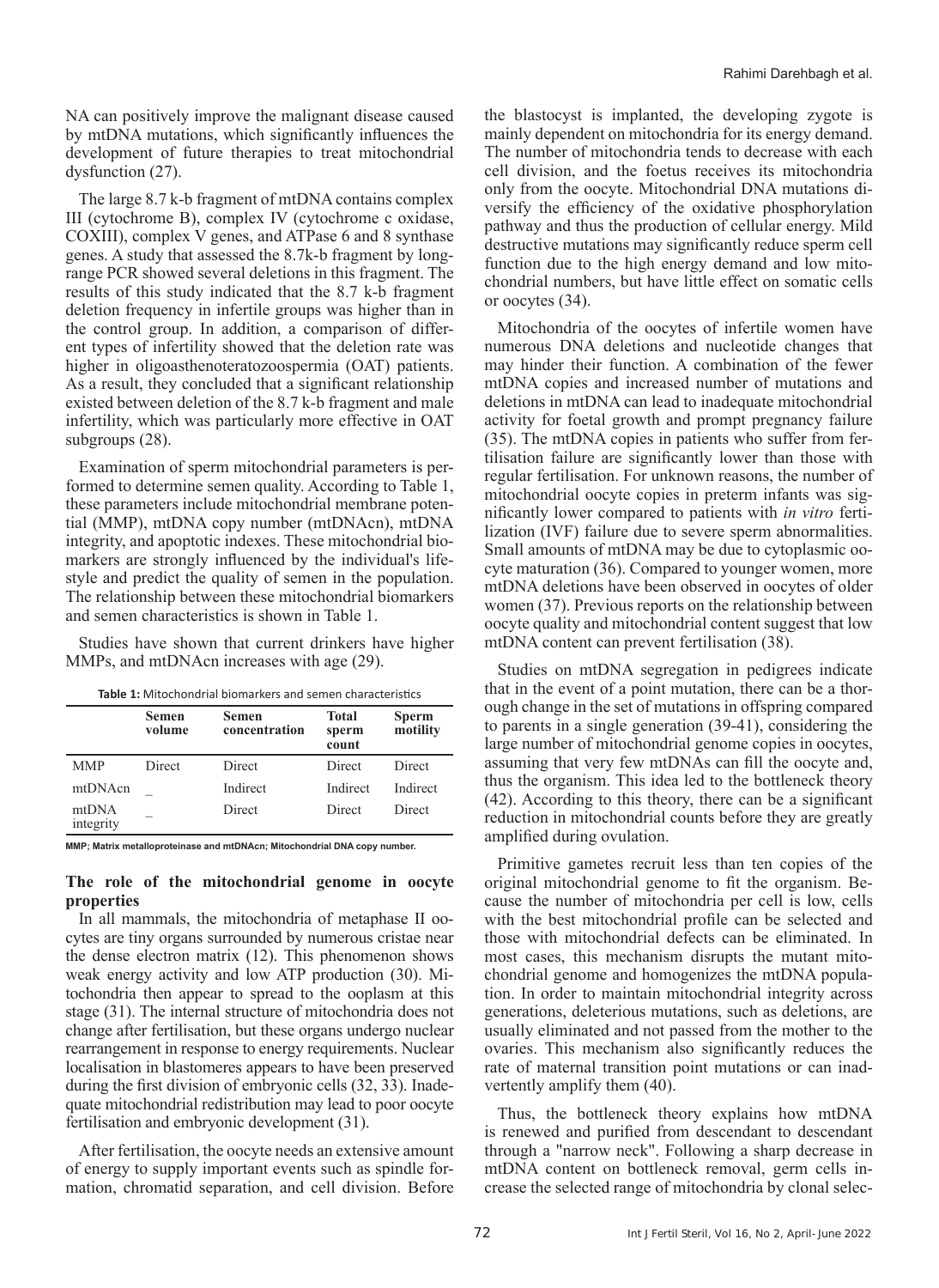NA can positively improve the malignant disease caused by mtDNA mutations, which significantly influences the development of future therapies to treat mitochondrial dysfunction (27).

The large 8.7 k-b fragment of mtDNA contains complex III (cytochrome B), complex IV (cytochrome c oxidase, COXIII), complex V genes, and ATPase 6 and 8 synthase genes. A study that assessed the 8.7k-b fragment by long-range PCR showed several deletions in this fragment. The results of this study indicated that the 8.7 k-b fragment deletion frequency in infertile groups was higher than in the control group. In addition, a comparison of different types of infertility showed that the deletion rate was higher in oligoasthenoteratozoospermia (OAT) patients. As a result, they concluded that a significant relationship existed between deletion of the 8.7 k-b fragment and male infertility, which was particularly more effective in OAT subgroups (28).

Examination of sperm mitochondrial parameters is performed to determine semen quality. According to Table 1, these parameters include mitochondrial membrane potential (MMP), mtDNA copy number (mtDNAcn), mtDNA integrity, and apoptotic indexes. These mitochondrial biomarkers are strongly influenced by the individual's lifestyle and predict the quality of semen in the population. The relationship between these mitochondrial biomarkers and semen characteristics is shown in Table 1.

Studies have shown that current drinkers have higher MMPs, and mtDNAcn increases with age (29).

**Table 1:** Mitochondrial biomarkers and semen characteristics

| | Semen volume | Semen concentration | Total sperm count | Sperm motility |
|---|---|---|---|---|
| MMP | Direct | Direct | Direct | Direct |
| mtDNAcn | _ | Indirect | Indirect | Indirect |
| mtDNA integrity | _ | Direct | Direct | Direct |

MMP; Matrix metalloproteinase and mtDNAcn; Mitochondrial DNA copy number.

### The role of the mitochondrial genome in oocyte properties

In all mammals, the mitochondria of metaphase II oocytes are tiny organs surrounded by numerous cristae near the dense electron matrix (12). This phenomenon shows weak energy activity and low ATP production (30). Mitochondria then appear to spread to the ooplasm at this stage (31). The internal structure of mitochondria does not change after fertilisation, but these organs undergo nuclear rearrangement in response to energy requirements. Nuclear localisation in blastomeres appears to have been preserved during the first division of embryonic cells (32, 33). Inadequate mitochondrial redistribution may lead to poor oocyte fertilisation and embryonic development (31).

After fertilisation, the oocyte needs an extensive amount of energy to supply important events such as spindle formation, chromatid separation, and cell division. Before the blastocyst is implanted, the developing zygote is mainly dependent on mitochondria for its energy demand. The number of mitochondria tends to decrease with each cell division, and the foetus receives its mitochondria only from the oocyte. Mitochondrial DNA mutations diversify the efficiency of the oxidative phosphorylation pathway and thus the production of cellular energy. Mild destructive mutations may significantly reduce sperm cell function due to the high energy demand and low mitochondrial numbers, but have little effect on somatic cells or oocytes (34).

Mitochondria of the oocytes of infertile women have numerous DNA deletions and nucleotide changes that may hinder their function. A combination of the fewer mtDNA copies and increased number of mutations and deletions in mtDNA can lead to inadequate mitochondrial activity for foetal growth and prompt pregnancy failure (35). The mtDNA copies in patients who suffer from fertilisation failure are significantly lower than those with regular fertilisation. For unknown reasons, the number of mitochondrial oocyte copies in preterm infants was significantly lower compared to patients with *in vitro* fertilization (IVF) failure due to severe sperm abnormalities. Small amounts of mtDNA may be due to cytoplasmic oocyte maturation (36). Compared to younger women, more mtDNA deletions have been observed in oocytes of older women (37). Previous reports on the relationship between oocyte quality and mitochondrial content suggest that low mtDNA content can prevent fertilisation (38).

Studies on mtDNA segregation in pedigrees indicate that in the event of a point mutation, there can be a thorough change in the set of mutations in offspring compared to parents in a single generation (39-41), considering the large number of mitochondrial genome copies in oocytes, assuming that very few mtDNAs can fill the oocyte and, thus the organism. This idea led to the bottleneck theory (42). According to this theory, there can be a significant reduction in mitochondrial counts before they are greatly amplified during ovulation.

Primitive gametes recruit less than ten copies of the original mitochondrial genome to fit the organism. Because the number of mitochondria per cell is low, cells with the best mitochondrial profile can be selected and those with mitochondrial defects can be eliminated. In most cases, this mechanism disrupts the mutant mitochondrial genome and homogenizes the mtDNA population. In order to maintain mitochondrial integrity across generations, deleterious mutations, such as deletions, are usually eliminated and not passed from the mother to the ovaries. This mechanism also significantly reduces the rate of maternal transition point mutations or can inadvertently amplify them (40).

Thus, the bottleneck theory explains how mtDNA is renewed and purified from descendant to descendant through a "narrow neck". Following a sharp decrease in mtDNA content on bottleneck removal, germ cells increase the selected range of mitochondria by clonal selec-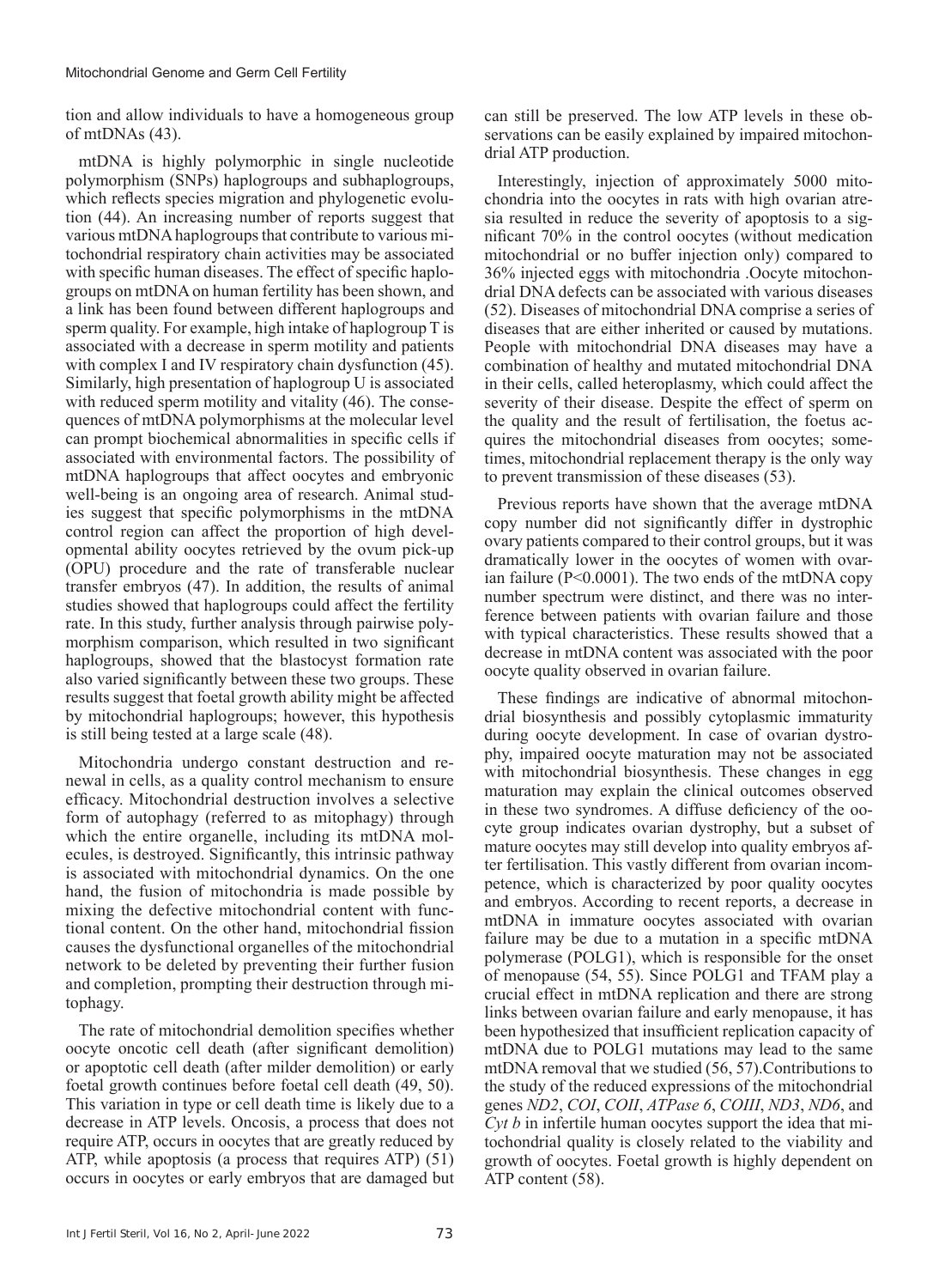tion and allow individuals to have a homogeneous group of mtDNAs (43).

mtDNA is highly polymorphic in single nucleotide polymorphism (SNPs) haplogroups and subhaplogroups, which reflects species migration and phylogenetic evolution (44). An increasing number of reports suggest that various mtDNA haplogroups that contribute to various mitochondrial respiratory chain activities may be associated with specific human diseases. The effect of specific haplogroups on mtDNA on human fertility has been shown, and a link has been found between different haplogroups and sperm quality. For example, high intake of haplogroup T is associated with a decrease in sperm motility and patients with complex I and IV respiratory chain dysfunction (45). Similarly, high presentation of haplogroup U is associated with reduced sperm motility and vitality (46). The consequences of mtDNA polymorphisms at the molecular level can prompt biochemical abnormalities in specific cells if associated with environmental factors. The possibility of mtDNA haplogroups that affect oocytes and embryonic well-being is an ongoing area of research. Animal studies suggest that specific polymorphisms in the mtDNA control region can affect the proportion of high developmental ability oocytes retrieved by the ovum pick-up (OPU) procedure and the rate of transferable nuclear transfer embryos (47). In addition, the results of animal studies showed that haplogroups could affect the fertility rate. In this study, further analysis through pairwise polymorphism comparison, which resulted in two significant haplogroups, showed that the blastocyst formation rate also varied significantly between these two groups. These results suggest that foetal growth ability might be affected by mitochondrial haplogroups; however, this hypothesis is still being tested at a large scale (48).

Mitochondria undergo constant destruction and renewal in cells, as a quality control mechanism to ensure efficacy. Mitochondrial destruction involves a selective form of autophagy (referred to as mitophagy) through which the entire organelle, including its mtDNA molecules, is destroyed. Significantly, this intrinsic pathway is associated with mitochondrial dynamics. On the one hand, the fusion of mitochondria is made possible by mixing the defective mitochondrial content with functional content. On the other hand, mitochondrial fission causes the dysfunctional organelles of the mitochondrial network to be deleted by preventing their further fusion and completion, prompting their destruction through mitophagy.

The rate of mitochondrial demolition specifies whether oocyte oncotic cell death (after significant demolition) or apoptotic cell death (after milder demolition) or early foetal growth continues before foetal cell death (49, 50). This variation in type or cell death time is likely due to a decrease in ATP levels. Oncosis, a process that does not require ATP, occurs in oocytes that are greatly reduced by ATP, while apoptosis (a process that requires ATP) (51) occurs in oocytes or early embryos that are damaged but can still be preserved. The low ATP levels in these observations can be easily explained by impaired mitochondrial ATP production.

Interestingly, injection of approximately 5000 mitochondria into the oocytes in rats with high ovarian atresia resulted in reduce the severity of apoptosis to a significant 70% in the control oocytes (without medication mitochondrial or no buffer injection only) compared to 36% injected eggs with mitochondria .Oocyte mitochondrial DNA defects can be associated with various diseases (52). Diseases of mitochondrial DNA comprise a series of diseases that are either inherited or caused by mutations. People with mitochondrial DNA diseases may have a combination of healthy and mutated mitochondrial DNA in their cells, called heteroplasmy, which could affect the severity of their disease. Despite the effect of sperm on the quality and the result of fertilisation, the foetus acquires the mitochondrial diseases from oocytes; sometimes, mitochondrial replacement therapy is the only way to prevent transmission of these diseases (53).

Previous reports have shown that the average mtDNA copy number did not significantly differ in dystrophic ovary patients compared to their control groups, but it was dramatically lower in the oocytes of women with ovarian failure ($P<0.0001$). The two ends of the mtDNA copy number spectrum were distinct, and there was no interference between patients with ovarian failure and those with typical characteristics. These results showed that a decrease in mtDNA content was associated with the poor oocyte quality observed in ovarian failure.

These findings are indicative of abnormal mitochondrial biosynthesis and possibly cytoplasmic immaturity during oocyte development. In case of ovarian dystrophy, impaired oocyte maturation may not be associated with mitochondrial biosynthesis. These changes in egg maturation may explain the clinical outcomes observed in these two syndromes. A diffuse deficiency of the oocyte group indicates ovarian dystrophy, but a subset of mature oocytes may still develop into quality embryos after fertilisation. This vastly different from ovarian incompetence, which is characterized by poor quality oocytes and embryos. According to recent reports, a decrease in mtDNA in immature oocytes associated with ovarian failure may be due to a mutation in a specific mtDNA polymerase (POLG1), which is responsible for the onset of menopause (54, 55). Since POLG1 and TFAM play a crucial effect in mtDNA replication and there are strong links between ovarian failure and early menopause, it has been hypothesized that insufficient replication capacity of mtDNA due to POLG1 mutations may lead to the same mtDNA removal that we studied (56, 57).Contributions to the study of the reduced expressions of the mitochondrial genes *ND2*, *COI*, *COII*, *ATPase 6*, *COIII*, *ND3*, *ND6*, and *Cyt b* in infertile human oocytes support the idea that mitochondrial quality is closely related to the viability and growth of oocytes. Foetal growth is highly dependent on ATP content (58).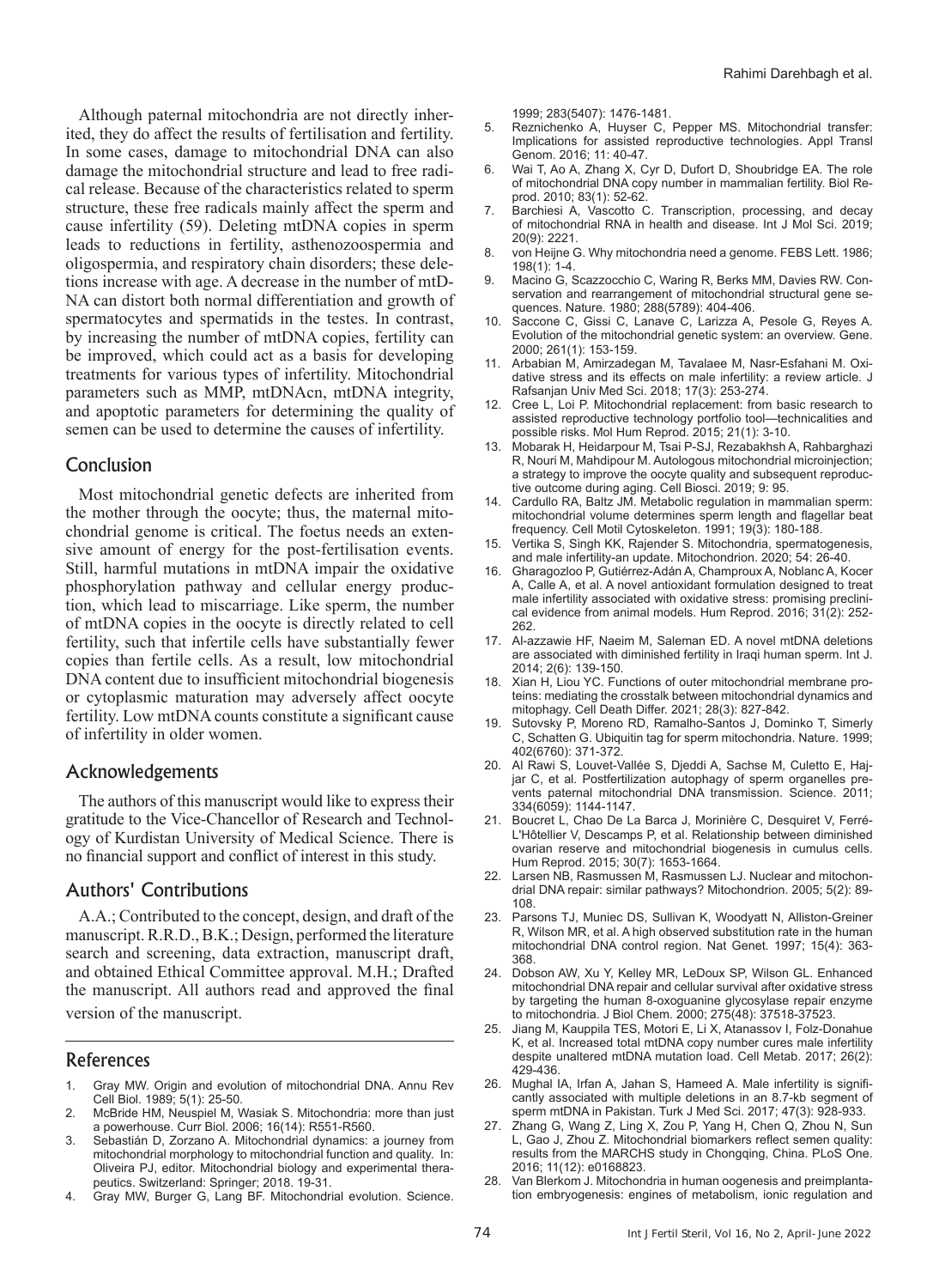Although paternal mitochondria are not directly inherited, they do affect the results of fertilisation and fertility. In some cases, damage to mitochondrial DNA can also damage the mitochondrial structure and lead to free radical release. Because of the characteristics related to sperm structure, these free radicals mainly affect the sperm and cause infertility (59). Deleting mtDNA copies in sperm leads to reductions in fertility, asthenozoospermia and oligospermia, and respiratory chain disorders; these deletions increase with age. A decrease in the number of mtDNA can distort both normal differentiation and growth of spermatocytes and spermatids in the testes. In contrast, by increasing the number of mtDNA copies, fertility can be improved, which could act as a basis for developing treatments for various types of infertility. Mitochondrial parameters such as MMP, mtDNAcn, mtDNA integrity, and apoptotic parameters for determining the quality of semen can be used to determine the causes of infertility.

## Conclusion

Most mitochondrial genetic defects are inherited from the mother through the oocyte; thus, the maternal mitochondrial genome is critical. The foetus needs an extensive amount of energy for the post-fertilisation events. Still, harmful mutations in mtDNA impair the oxidative phosphorylation pathway and cellular energy production, which lead to miscarriage. Like sperm, the number of mtDNA copies in the oocyte is directly related to cell fertility, such that infertile cells have substantially fewer copies than fertile cells. As a result, low mitochondrial DNA content due to insufficient mitochondrial biogenesis or cytoplasmic maturation may adversely affect oocyte fertility. Low mtDNA counts constitute a significant cause of infertility in older women.

## Acknowledgements

The authors of this manuscript would like to express their gratitude to the Vice-Chancellor of Research and Technology of Kurdistan University of Medical Science. There is no financial support and conflict of interest in this study.

## Authors' Contributions

A.A.; Contributed to the concept, design, and draft of the manuscript. R.R.D., B.K.; Design, performed the literature search and screening, data extraction, manuscript draft, and obtained Ethical Committee approval. M.H.; Drafted the manuscript. All authors read and approved the final version of the manuscript.

## References

1. Gray MW. Origin and evolution of mitochondrial DNA. Annu Rev Cell Biol. 1989; 5(1): 25-50.
2. McBride HM, Neuspiel M, Wasiak S. Mitochondria: more than just a powerhouse. Curr Biol. 2006; 16(14): R551-R560.
3. Sebastián D, Zorzano A. Mitochondrial dynamics: a journey from mitochondrial morphology to mitochondrial function and quality. In: Oliveira PJ, editor. Mitochondrial biology and experimental therapeutics. Switzerland: Springer; 2018. 19-31.
4. Gray MW, Burger G, Lang BF. Mitochondrial evolution. Science. 1999; 283(5407): 1476-1481.
5. Reznichenko A, Huyser C, Pepper MS. Mitochondrial transfer: Implications for assisted reproductive technologies. Appl Transl Genom. 2016; 11: 40-47.
6. Wai T, Ao A, Zhang X, Cyr D, Dufort D, Shoubridge EA. The role of mitochondrial DNA copy number in mammalian fertility. Biol Reprod. 2010; 83(1): 52-62.
7. Barchiesi A, Vascotto C. Transcription, processing, and decay of mitochondrial RNA in health and disease. Int J Mol Sci. 2019; 20(9): 2221.
8. von Heijne G. Why mitochondria need a genome. FEBS Lett. 1986; 198(1): 1-4.
9. Macino G, Scazzocchio C, Waring R, Berks MM, Davies RW. Conservation and rearrangement of mitochondrial structural gene sequences. Nature. 1980; 288(5789): 404-406.
10. Saccone C, Gissi C, Lanave C, Larizza A, Pesole G, Reyes A. Evolution of the mitochondrial genetic system: an overview. Gene. 2000; 261(1): 153-159.
11. Arbabian M, Amirzadegan M, Tavalaee M, Nasr-Esfahani M. Oxidative stress and its effects on male infertility: a review article. J Rafsanjan Univ Med Sci. 2018; 17(3): 253-274.
12. Cree L, Loi P. Mitochondrial replacement: from basic research to assisted reproductive technology portfolio tool—technicalities and possible risks. Mol Hum Reprod. 2015; 21(1): 3-10.
13. Mobarak H, Heidarpour M, Tsai P-SJ, Rezabakhsh A, Rahbarghazi R, Nouri M, Mahdipour M. Autologous mitochondrial microinjection; a strategy to improve the oocyte quality and subsequent reproductive outcome during aging. Cell Biosci. 2019; 9: 95.
14. Cardullo RA, Baltz JM. Metabolic regulation in mammalian sperm: mitochondrial volume determines sperm length and flagellar beat frequency. Cell Motil Cytoskeleton. 1991; 19(3): 180-188.
15. Vertika S, Singh KK, Rajender S. Mitochondria, spermatogenesis, and male infertility-an update. Mitochondrion. 2020; 54: 26-40.
16. Gharagozloo P, Gutiérrez-Adán A, Champroux A, Noblanc A, Kocer A, Calle A, et al. A novel antioxidant formulation designed to treat male infertility associated with oxidative stress: promising preclinical evidence from animal models. Hum Reprod. 2016; 31(2): 252-262.
17. Al-azzawie HF, Naeim M, Saleman ED. A novel mtDNA deletions are associated with diminished fertility in Iraqi human sperm. Int J. 2014; 2(6): 139-150.
18. Xian H, Liou YC. Functions of outer mitochondrial membrane proteins: mediating the crosstalk between mitochondrial dynamics and mitophagy. Cell Death Differ. 2021; 28(3): 827-842.
19. Sutovsky P, Moreno RD, Ramalho-Santos J, Dominko T, Simerly C, Schatten G. Ubiquitin tag for sperm mitochondria. Nature. 1999; 402(6760): 371-372.
20. Al Rawi S, Louvet-Vallée S, Djeddi A, Sachse M, Culetto E, Hajjar C, et al. Postfertilization autophagy of sperm organelles prevents paternal mitochondrial DNA transmission. Science. 2011; 334(6059): 1144-1147.
21. Boucret L, Chao De La Barca J, Morinière C, Desquiret V, Ferré-L'Hôtellier V, Descamps P, et al. Relationship between diminished ovarian reserve and mitochondrial biogenesis in cumulus cells. Hum Reprod. 2015; 30(7): 1653-1664.
22. Larsen NB, Rasmussen M, Rasmussen LJ. Nuclear and mitochondrial DNA repair: similar pathways? Mitochondrion. 2005; 5(2): 89-108.
23. Parsons TJ, Muniec DS, Sullivan K, Woodyatt N, Alliston-Greiner R, Wilson MR, et al. A high observed substitution rate in the human mitochondrial DNA control region. Nat Genet. 1997; 15(4): 363-368.
24. Dobson AW, Xu Y, Kelley MR, LeDoux SP, Wilson GL. Enhanced mitochondrial DNA repair and cellular survival after oxidative stress by targeting the human 8-oxoguanine glycosylase repair enzyme to mitochondria. J Biol Chem. 2000; 275(48): 37518-37523.
25. Jiang M, Kauppila TES, Motori E, Li X, Atanassov I, Folz-Donahue K, et al. Increased total mtDNA copy number cures male infertility despite unaltered mtDNA mutation load. Cell Metab. 2017; 26(2): 429-436.
26. Mughal IA, Irfan A, Jahan S, Hameed A. Male infertility is significantly associated with multiple deletions in an 8.7-kb segment of sperm mtDNA in Pakistan. Turk J Med Sci. 2017; 47(3): 928-933.
27. Zhang G, Wang Z, Ling X, Zou P, Yang H, Chen Q, Zhou N, Sun L, Gao J, Zhou Z. Mitochondrial biomarkers reflect semen quality: results from the MARCHS study in Chongqing, China. PLoS One. 2016; 11(12): e0168823.
28. Van Blerkom J. Mitochondria in human oogenesis and preimplantation embryogenesis: engines of metabolism, ionic regulation and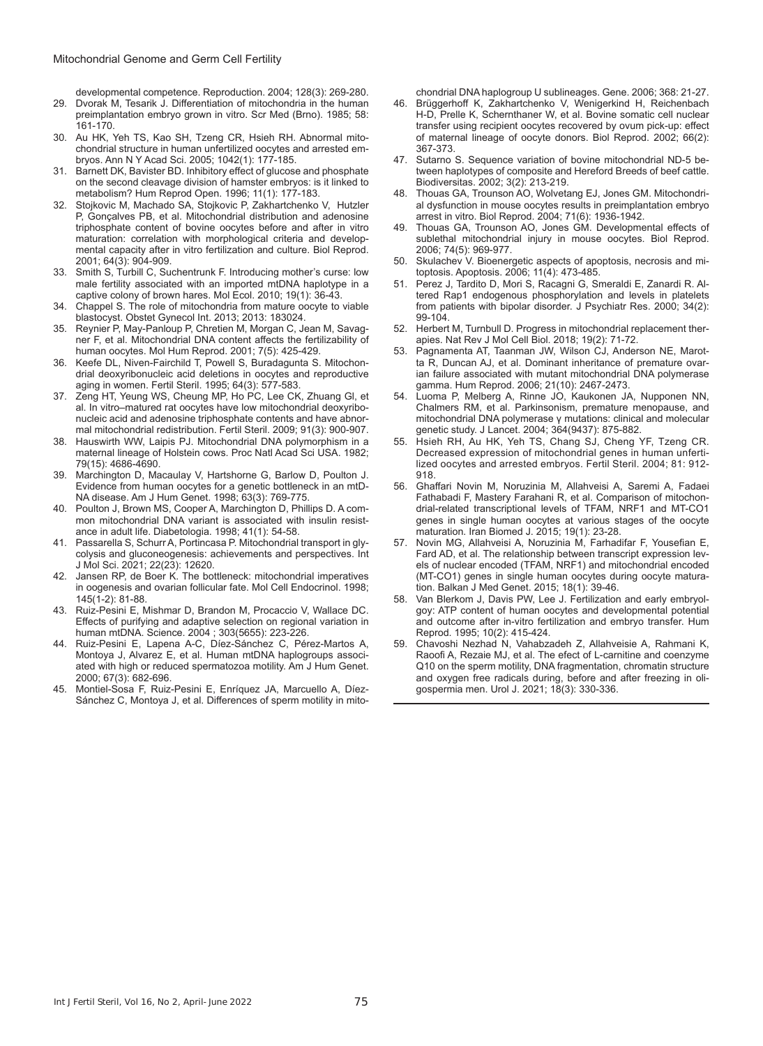developmental competence. Reproduction. 2004; 128(3): 269-280.

29. Dvorak M, Tesarik J. Differentiation of mitochondria in the human preimplantation embryo grown in vitro. Scr Med (Brno). 1985; 58: 161-170.
30. Au HK, Yeh TS, Kao SH, Tzeng CR, Hsieh RH. Abnormal mitochondrial structure in human unfertilized oocytes and arrested embryos. Ann N Y Acad Sci. 2005; 1042(1): 177-185.
31. Barnett DK, Bavister BD. Inhibitory effect of glucose and phosphate on the second cleavage division of hamster embryos: is it linked to metabolism? Hum Reprod Open. 1996; 11(1): 177-183.
32. Stojkovic M, Machado SA, Stojkovic P, Zakhartchenko V, Hutzler P, Gonçalves PB, et al. Mitochondrial distribution and adenosine triphosphate content of bovine oocytes before and after in vitro maturation: correlation with morphological criteria and developmental capacity after in vitro fertilization and culture. Biol Reprod. 2001; 64(3): 904-909.
33. Smith S, Turbill C, Suchentrunk F. Introducing mother's curse: low male fertility associated with an imported mtDNA haplotype in a captive colony of brown hares. Mol Ecol. 2010; 19(1): 36-43.
34. Chappel S. The role of mitochondria from mature oocyte to viable blastocyst. Obstet Gynecol Int. 2013; 2013: 183024.
35. Reynier P, May-Panloup P, Chretien M, Morgan C, Jean M, Savagner F, et al. Mitochondrial DNA content affects the fertilizability of human oocytes. Mol Hum Reprod. 2001; 7(5): 425-429.
36. Keefe DL, Niven-Fairchild T, Powell S, Buradagunta S. Mitochondrial deoxyribonucleic acid deletions in oocytes and reproductive aging in women. Fertil Steril. 1995; 64(3): 577-583.
37. Zeng HT, Yeung WS, Cheung MP, Ho PC, Lee CK, Zhuang Gl, et al. In vitro–matured rat oocytes have low mitochondrial deoxyribonucleic acid and adenosine triphosphate contents and have abnormal mitochondrial redistribution. Fertil Steril. 2009; 91(3): 900-907.
38. Hauswirth WW, Laipis PJ. Mitochondrial DNA polymorphism in a maternal lineage of Holstein cows. Proc Natl Acad Sci USA. 1982; 79(15): 4686-4690.
39. Marchington D, Macaulay V, Hartshorne G, Barlow D, Poulton J. Evidence from human oocytes for a genetic bottleneck in an mtDNA disease. Am J Hum Genet. 1998; 63(3): 769-775.
40. Poulton J, Brown MS, Cooper A, Marchington D, Phillips D. A common mitochondrial DNA variant is associated with insulin resistance in adult life. Diabetologia. 1998; 41(1): 54-58.
41. Passarella S, Schurr A, Portincasa P. Mitochondrial transport in glycolysis and gluconeogenesis: achievements and perspectives. Int J Mol Sci. 2021; 22(23): 12620.
42. Jansen RP, de Boer K. The bottleneck: mitochondrial imperatives in oogenesis and ovarian follicular fate. Mol Cell Endocrinol. 1998; 145(1-2): 81-88.
43. Ruiz-Pesini E, Mishmar D, Brandon M, Procaccio V, Wallace DC. Effects of purifying and adaptive selection on regional variation in human mtDNA. Science. 2004 ; 303(5655): 223-226.
44. Ruiz-Pesini E, Lapena A-C, Díez-Sánchez C, Pérez-Martos A, Montoya J, Alvarez E, et al. Human mtDNA haplogroups associated with high or reduced spermatozoa motility. Am J Hum Genet. 2000; 67(3): 682-696.
45. Montiel-Sosa F, Ruiz-Pesini E, Enríquez JA, Marcuello A, Díez-Sánchez C, Montoya J, et al. Differences of sperm motility in mitochondrial DNA haplogroup U sublineages. Gene. 2006; 368: 21-27.
46. Brüggerhoff K, Zakhartchenko V, Wenigerkind H, Reichenbach H-D, Prelle K, Schernthaner W, et al. Bovine somatic cell nuclear transfer using recipient oocytes recovered by ovum pick-up: effect of maternal lineage of oocyte donors. Biol Reprod. 2002; 66(2): 367-373.
47. Sutarno S. Sequence variation of bovine mitochondrial ND-5 between haplotypes of composite and Hereford Breeds of beef cattle. Biodiversitas. 2002; 3(2): 213-219.
48. Thouas GA, Trounson AO, Wolvetang EJ, Jones GM. Mitochondrial dysfunction in mouse oocytes results in preimplantation embryo arrest in vitro. Biol Reprod. 2004; 71(6): 1936-1942.
49. Thouas GA, Trounson AO, Jones GM. Developmental effects of sublethal mitochondrial injury in mouse oocytes. Biol Reprod. 2006; 74(5): 969-977.
50. Skulachev V. Bioenergetic aspects of apoptosis, necrosis and mitoptosis. Apoptosis. 2006; 11(4): 473-485.
51. Perez J, Tardito D, Mori S, Racagni G, Smeraldi E, Zanardi R. Altered Rap1 endogenous phosphorylation and levels in platelets from patients with bipolar disorder. J Psychiatr Res. 2000; 34(2): 99-104.
52. Herbert M, Turnbull D. Progress in mitochondrial replacement therapies. Nat Rev J Mol Cell Biol. 2018; 19(2): 71-72.
53. Pagnamenta AT, Taanman JW, Wilson CJ, Anderson NE, Marotta R, Duncan AJ, et al. Dominant inheritance of premature ovarian failure associated with mutant mitochondrial DNA polymerase gamma. Hum Reprod. 2006; 21(10): 2467-2473.
54. Luoma P, Melberg A, Rinne JO, Kaukonen JA, Nupponen NN, Chalmers RM, et al. Parkinsonism, premature menopause, and mitochondrial DNA polymerase γ mutations: clinical and molecular genetic study. J Lancet. 2004; 364(9437): 875-882.
55. Hsieh RH, Au HK, Yeh TS, Chang SJ, Cheng YF, Tzeng CR. Decreased expression of mitochondrial genes in human unfertilized oocytes and arrested embryos. Fertil Steril. 2004; 81: 912-918.
56. Ghaffari Novin M, Noruzinia M, Allahveisi A, Saremi A, Fadaei Fathabadi F, Mastery Farahani R, et al. Comparison of mitochondrial-related transcriptional levels of TFAM, NRF1 and MT-CO1 genes in single human oocytes at various stages of the oocyte maturation. Iran Biomed J. 2015; 19(1): 23-28.
57. Novin MG, Allahveisi A, Noruzinia M, Farhadifar F, Yousefian E, Fard AD, et al. The relationship between transcript expression levels of nuclear encoded (TFAM, NRF1) and mitochondrial encoded (MT-CO1) genes in single human oocytes during oocyte maturation. Balkan J Med Genet. 2015; 18(1): 39-46.
58. Van Blerkom J, Davis PW, Lee J. Fertilization and early embryolgoy: ATP content of human oocytes and developmental potential and outcome after in-vitro fertilization and embryo transfer. Hum Reprod. 1995; 10(2): 415-424.
59. Chavoshi Nezhad N, Vahabzadeh Z, Allahveisie A, Rahmani K, Raoofi A, Rezaie MJ, et al. The efect of L-carnitine and coenzyme Q10 on the sperm motility, DNA fragmentation, chromatin structure and oxygen free radicals during, before and after freezing in oligospermia men. Urol J. 2021; 18(3): 330-336.